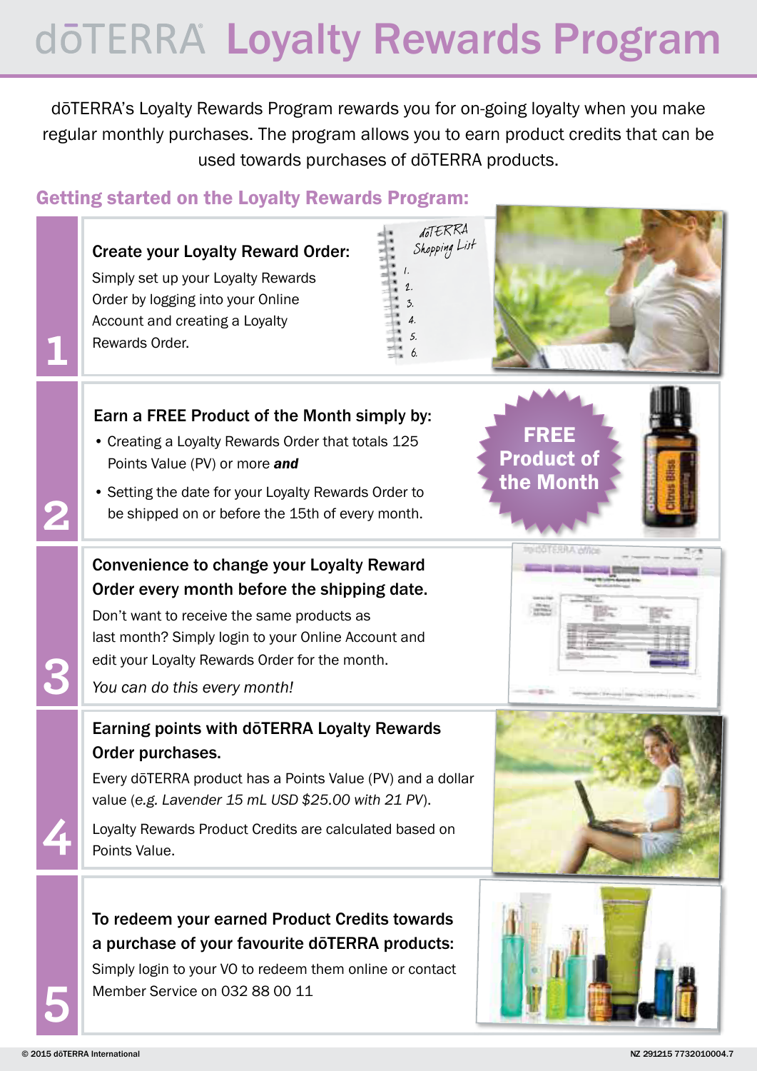# dōTERRA Loyalty Rewards Program

dōTERRA's Loyalty Rewards Program rewards you for on-going loyalty when you make regular monthly purchases. The program allows you to earn product credits that can be used towards purchases of dōTERRA products.

## Getting started on the Loyalty Rewards Program:

### 1

**Create your Loyalty Reward Order:**

Simply set up your Loyalty Rewards Order by logging into your Online Account and creating a Loyalty Rewards Order.

### 2

**Earn a FREE Product of the Month simply by:**

- Creating a Loyalty Rewards Order that totals 125 Points Value (PV) or more ***and***
- Setting the date for your Loyalty Rewards Order to be shipped on or before the 15th of every month.

FREE Product of the Month

### 3

**Convenience to change your Loyalty Reward Order every month before the shipping date.**

Don't want to receive the same products as last month? Simply login to your Online Account and edit your Loyalty Rewards Order for the month.

*You can do this every month!*

### 4

**Earning points with dōTERRA Loyalty Rewards Order purchases.**

Every dōTERRA product has a Points Value (PV) and a dollar value (*e.g. Lavender 15 mL USD $25.00 with 21 PV*).

Loyalty Rewards Product Credits are calculated based on Points Value.

### 5

**To redeem your earned Product Credits towards a purchase of your favourite dōTERRA products:**

Simply login to your VO to redeem them online or contact Member Service on 032 88 00 11

© 2015 dōTERRA International

NZ 291215 7732010004.7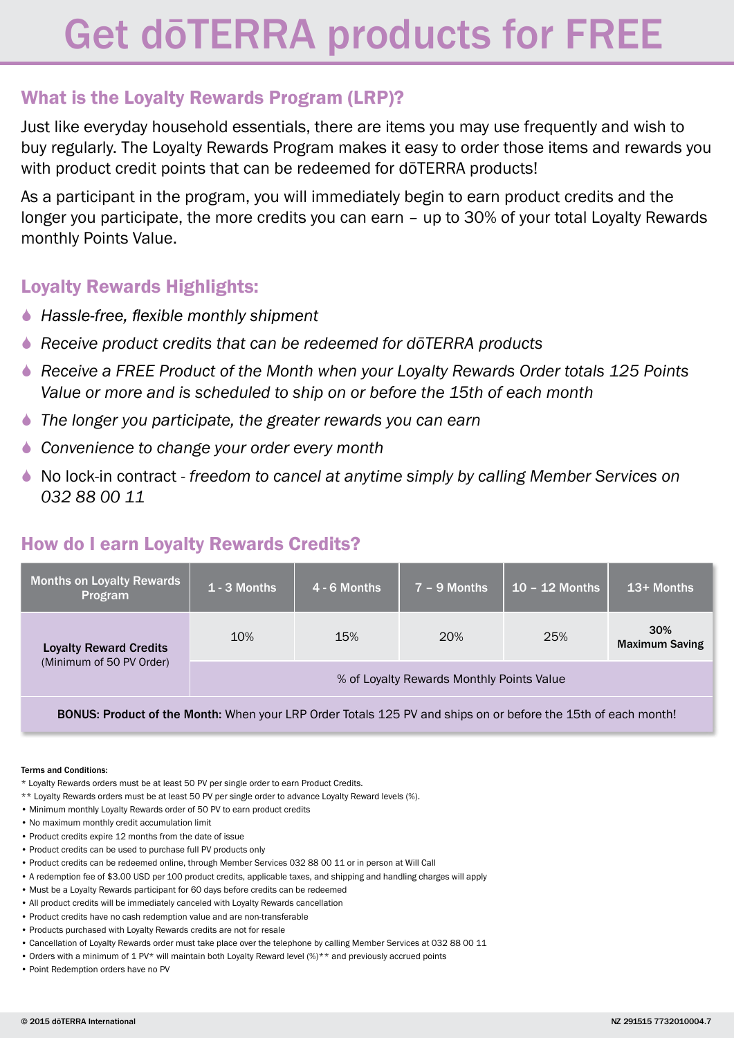# Get dōTERRA products for FREE

## What is the Loyalty Rewards Program (LRP)?

Just like everyday household essentials, there are items you may use frequently and wish to buy regularly. The Loyalty Rewards Program makes it easy to order those items and rewards you with product credit points that can be redeemed for dōTERRA products!

As a participant in the program, you will immediately begin to earn product credits and the longer you participate, the more credits you can earn – up to 30% of your total Loyalty Rewards monthly Points Value.

## Loyalty Rewards Highlights:

- *Hassle-free, flexible monthly shipment*
- *Receive product credits that can be redeemed for dōTERRA products*
- *Receive a FREE Product of the Month when your Loyalty Rewards Order totals 125 Points Value or more and is scheduled to ship on or before the 15th of each month*
- *The longer you participate, the greater rewards you can earn*
- *Convenience to change your order every month*
- No lock-in contract - *freedom to cancel at anytime simply by calling Member Services on 032 88 00 11*

## How do I earn Loyalty Rewards Credits?

| Months on Loyalty Rewards Program | 1 - 3 Months | 4 - 6 Months | 7 – 9 Months | 10 – 12 Months | 13+ Months |
|---|---|---|---|---|---|
| **Loyalty Reward Credits** (Minimum of 50 PV Order) | 10% | 15% | 20% | 25% | **30% Maximum Saving** |
| | % of Loyalty Rewards Monthly Points Value | | | | |
| **BONUS: Product of the Month:** When your LRP Order Totals 125 PV and ships on or before the 15th of each month! | | | | | |

**Terms and Conditions:**

\* Loyalty Rewards orders must be at least 50 PV per single order to earn Product Credits.

\*\* Loyalty Rewards orders must be at least 50 PV per single order to advance Loyalty Reward levels (%).

- Minimum monthly Loyalty Rewards order of 50 PV to earn product credits
- No maximum monthly credit accumulation limit
- Product credits expire 12 months from the date of issue
- Product credits can be used to purchase full PV products only
- Product credits can be redeemed online, through Member Services 032 88 00 11 or in person at Will Call
- A redemption fee of $3.00 USD per 100 product credits, applicable taxes, and shipping and handling charges will apply
- Must be a Loyalty Rewards participant for 60 days before credits can be redeemed
- All product credits will be immediately canceled with Loyalty Rewards cancellation
- Product credits have no cash redemption value and are non-transferable
- Products purchased with Loyalty Rewards credits are not for resale
- Cancellation of Loyalty Rewards order must take place over the telephone by calling Member Services at 032 88 00 11
- Orders with a minimum of 1 PV* will maintain both Loyalty Reward level (%)** and previously accrued points
- Point Redemption orders have no PV

© 2015 dōTERRA International

NZ 291515 7732010004.7